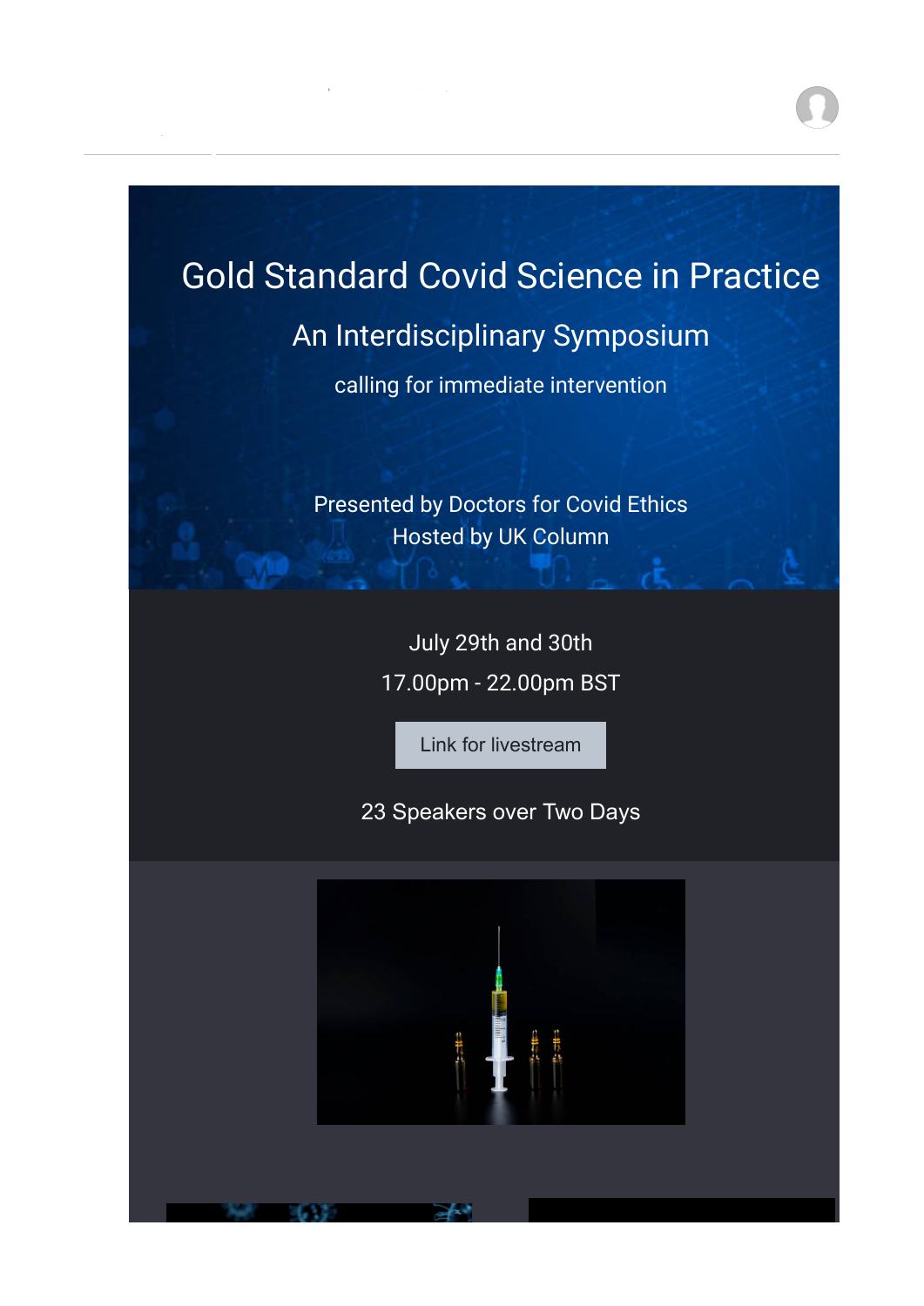# Gold Standard Covid Science in Practice

## An Interdisciplinary Symposium

calling for immediate intervention

Presented by Doctors for Covid Ethics
Hosted by UK Column

July 29th and 30th

17.00pm - 22.00pm BST

Link for livestream

23 Speakers over Two Days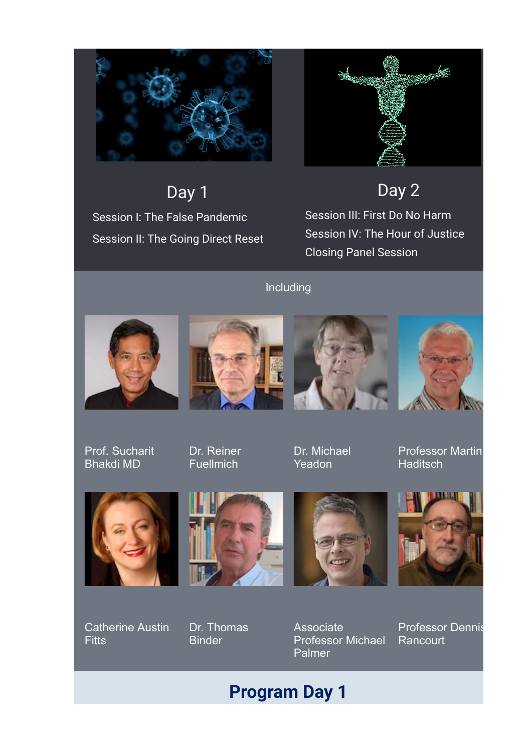## Day 1

Session I: The False Pandemic

Session II: The Going Direct Reset

## Day 2

Session III: First Do No Harm

Session IV: The Hour of Justice

Closing Panel Session

Including

Prof. Sucharit Bhakdi MD

Dr. Reiner Fuellmich

Dr. Michael Yeadon

Professor Martin Haditsch

Catherine Austin Fitts

Dr. Thomas Binder

Associate Professor Michael Palmer

Professor Dennis Rancourt

# Program Day 1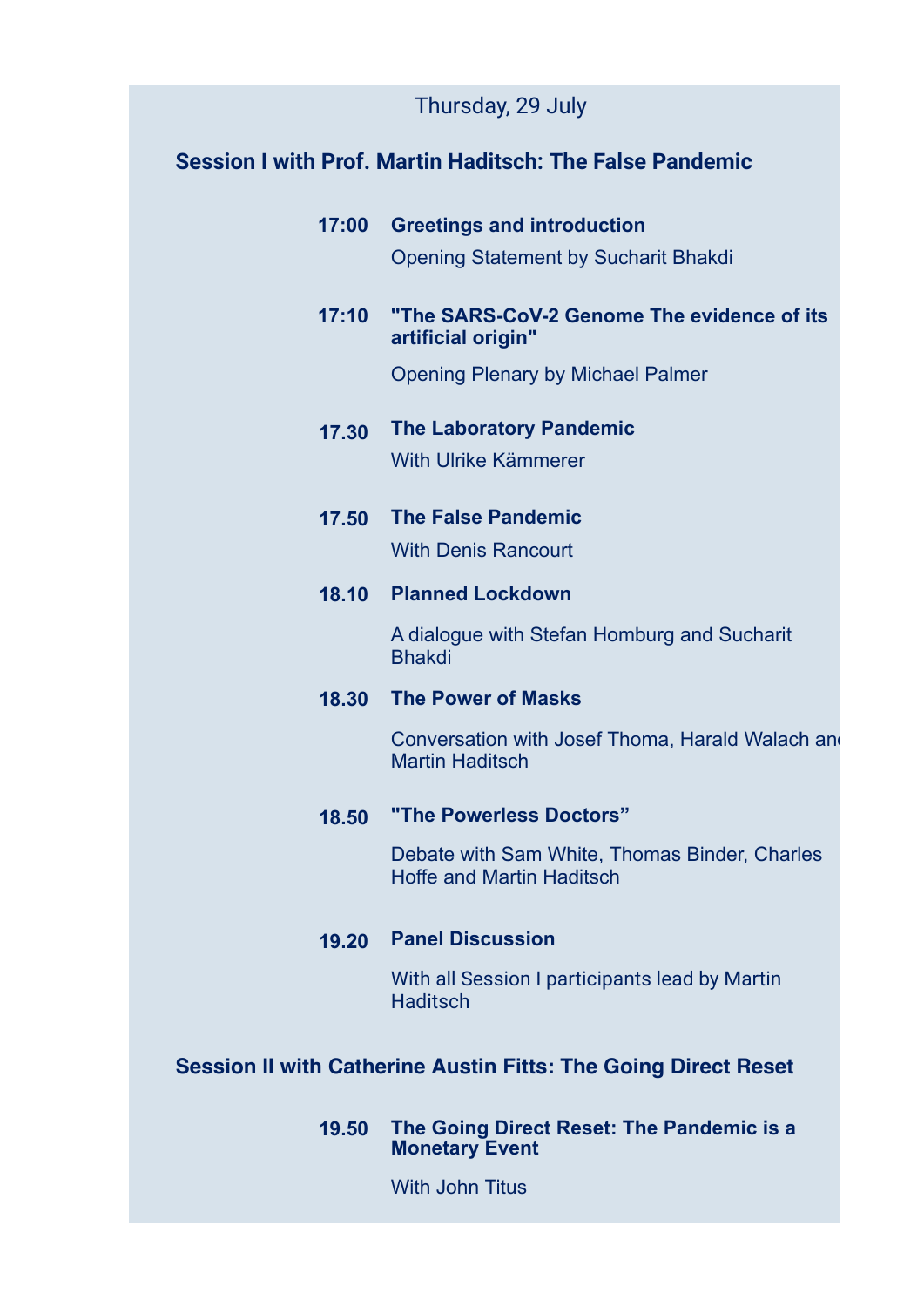Thursday, 29 July

## Session I with Prof. Martin Haditsch: The False Pandemic

**17:00** **Greetings and introduction**

Opening Statement by Sucharit Bhakdi

**17:10** **"The SARS-CoV-2 Genome The evidence of its artificial origin"**

Opening Plenary by Michael Palmer

**17.30** **The Laboratory Pandemic**

With Ulrike Kämmerer

**17.50** **The False Pandemic**

With Denis Rancourt

**18.10** **Planned Lockdown**

A dialogue with Stefan Homburg and Sucharit Bhakdi

**18.30** **The Power of Masks**

Conversation with Josef Thoma, Harald Walach and Martin Haditsch

**18.50** **"The Powerless Doctors"**

Debate with Sam White, Thomas Binder, Charles Hoffe and Martin Haditsch

**19.20** **Panel Discussion**

With all Session I participants lead by Martin Haditsch

## Session II with Catherine Austin Fitts: The Going Direct Reset

**19.50** **The Going Direct Reset: The Pandemic is a Monetary Event**

With John Titus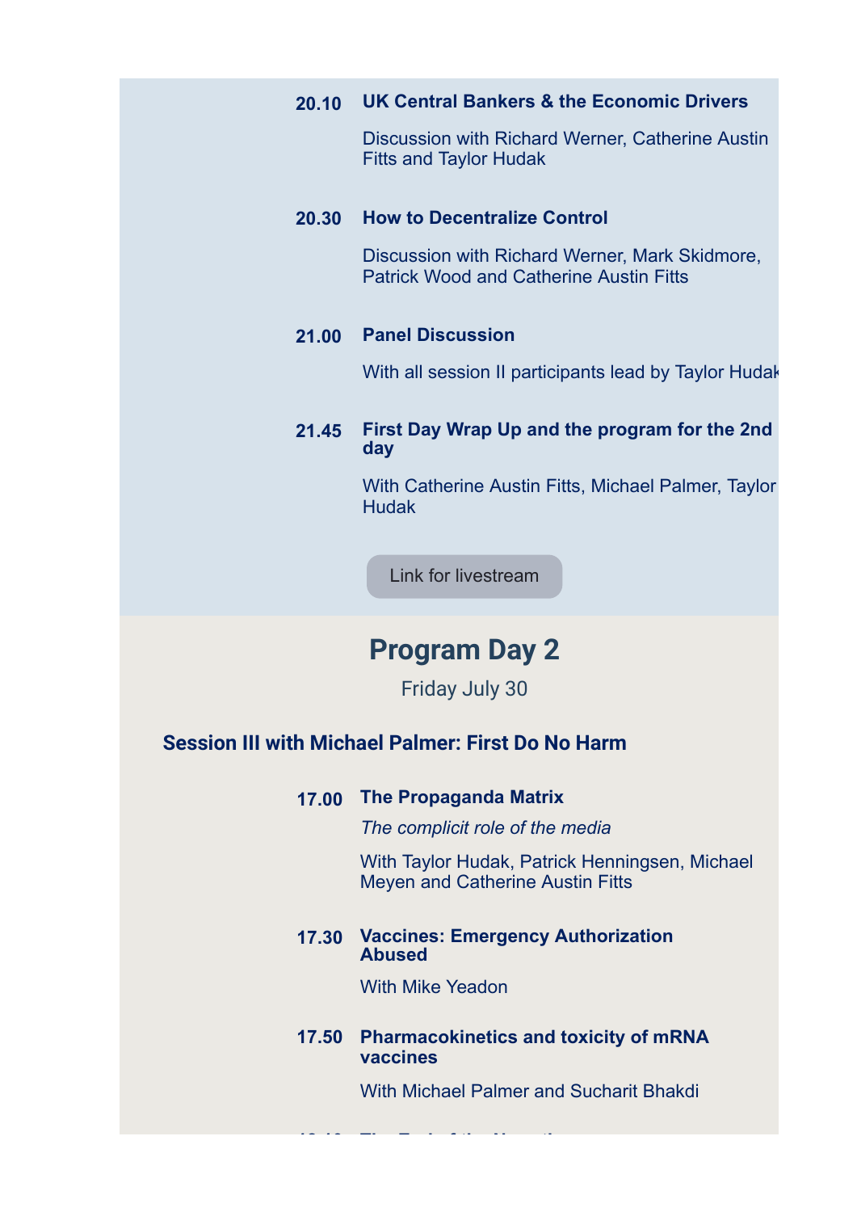**20.10** **UK Central Bankers & the Economic Drivers**

Discussion with Richard Werner, Catherine Austin Fitts and Taylor Hudak

**20.30** **How to Decentralize Control**

Discussion with Richard Werner, Mark Skidmore, Patrick Wood and Catherine Austin Fitts

**21.00** **Panel Discussion**

With all session II participants lead by Taylor Hudak

**21.45** **First Day Wrap Up and the program for the 2nd day**

With Catherine Austin Fitts, Michael Palmer, Taylor Hudak

Link for livestream

## Program Day 2

Friday July 30

### Session III with Michael Palmer: First Do No Harm

**17.00** **The Propaganda Matrix**

*The complicit role of the media*

With Taylor Hudak, Patrick Henningsen, Michael Meyen and Catherine Austin Fitts

**17.30** **Vaccines: Emergency Authorization Abused**

With Mike Yeadon

**17.50** **Pharmacokinetics and toxicity of mRNA vaccines**

With Michael Palmer and Sucharit Bhakdi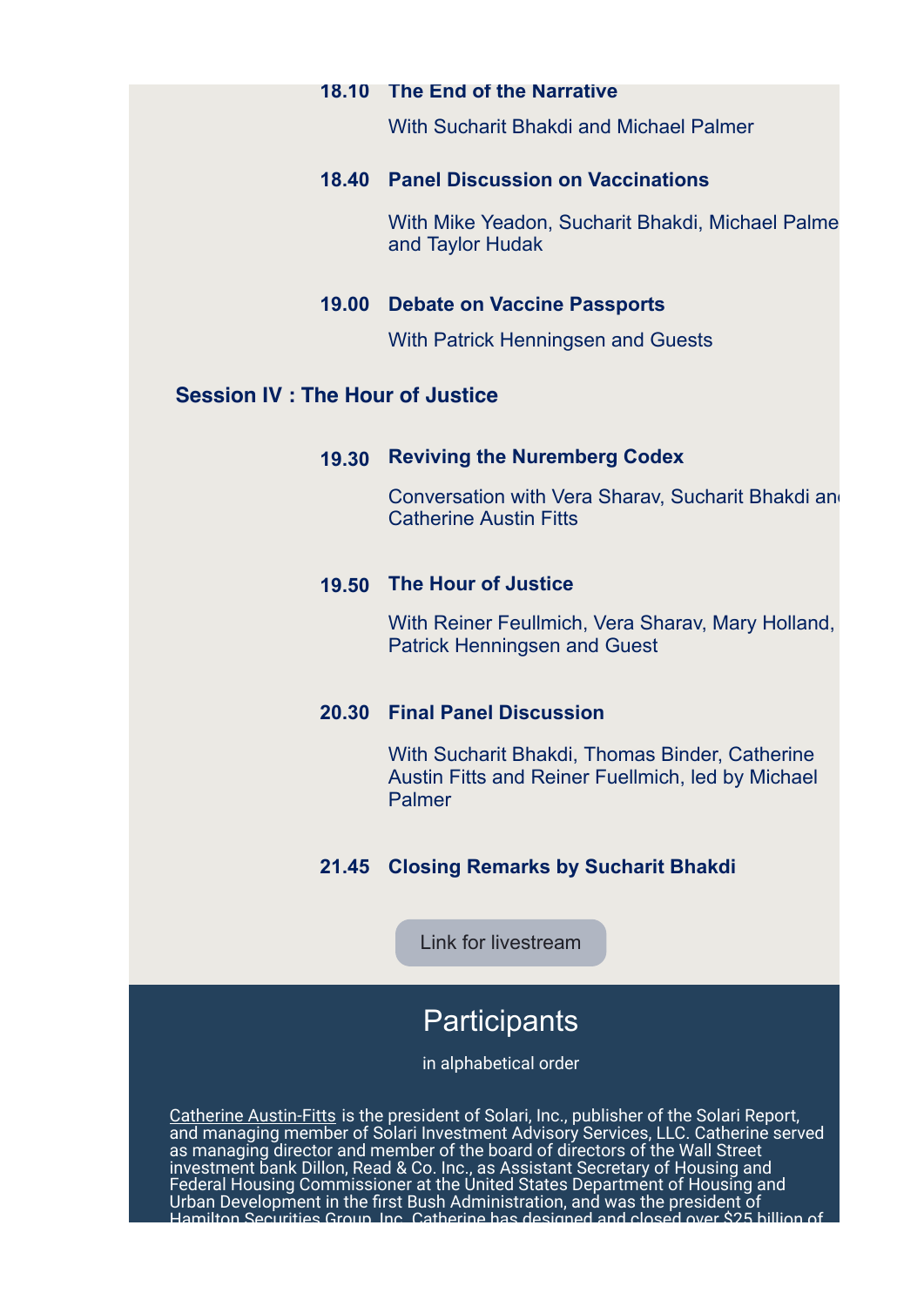**18.10 The End of the Narrative**

With Sucharit Bhakdi and Michael Palmer

**18.40 Panel Discussion on Vaccinations**

With Mike Yeadon, Sucharit Bhakdi, Michael Palme and Taylor Hudak

**19.00 Debate on Vaccine Passports**

With Patrick Henningsen and Guests

## Session IV : The Hour of Justice

**19.30 Reviving the Nuremberg Codex**

Conversation with Vera Sharav, Sucharit Bhakdi and Catherine Austin Fitts

**19.50 The Hour of Justice**

With Reiner Feullmich, Vera Sharav, Mary Holland, Patrick Henningsen and Guest

**20.30 Final Panel Discussion**

With Sucharit Bhakdi, Thomas Binder, Catherine Austin Fitts and Reiner Fuellmich, led by Michael Palmer

**21.45 Closing Remarks by Sucharit Bhakdi**

Link for livestream

## Participants

in alphabetical order

Catherine Austin-Fitts is the president of Solari, Inc., publisher of the Solari Report, and managing member of Solari Investment Advisory Services, LLC. Catherine served as managing director and member of the board of directors of the Wall Street investment bank Dillon, Read & Co. Inc., as Assistant Secretary of Housing and Federal Housing Commissioner at the United States Department of Housing and Urban Development in the first Bush Administration, and was the president of Hamilton Securities Group, Inc. Catherine has designed and closed over $25 billion of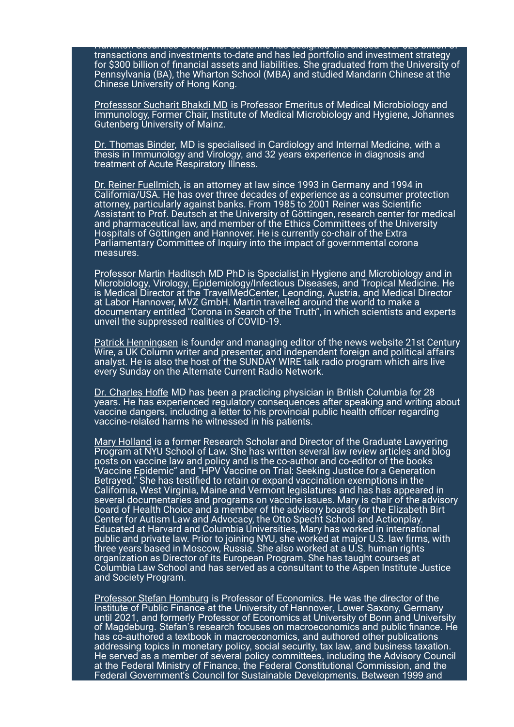transactions and investments to-date and has led portfolio and investment strategy for $300 billion of financial assets and liabilities. She graduated from the University of Pennsylvania (BA), the Wharton School (MBA) and studied Mandarin Chinese at the Chinese University of Hong Kong.

Professsor Sucharit Bhakdi MD is Professor Emeritus of Medical Microbiology and Immunology, Former Chair, Institute of Medical Microbiology and Hygiene, Johannes Gutenberg University of Mainz.

Dr. Thomas Binder, MD is specialised in Cardiology and Internal Medicine, with a thesis in Immunology and Virology, and 32 years experience in diagnosis and treatment of Acute Respiratory Illness.

Dr. Reiner Fuellmich, is an attorney at law since 1993 in Germany and 1994 in California/USA. He has over three decades of experience as a consumer protection attorney, particularly against banks. From 1985 to 2001 Reiner was Scientific Assistant to Prof. Deutsch at the University of Göttingen, research center for medical and pharmaceutical law, and member of the Ethics Committees of the University Hospitals of Göttingen and Hannover. He is currently co-chair of the Extra Parliamentary Committee of Inquiry into the impact of governmental corona measures.

Professor Martin Haditsch MD PhD is Specialist in Hygiene and Microbiology and in Microbiology, Virology, Epidemiology/Infectious Diseases, and Tropical Medicine. He is Medical Director at the TravelMedCenter, Leonding, Austria, and Medical Director at Labor Hannover, MVZ GmbH. Martin travelled around the world to make a documentary entitled "Corona in Search of the Truth", in which scientists and experts unveil the suppressed realities of COVID-19.

Patrick Henningsen is founder and managing editor of the news website 21st Century Wire, a UK Column writer and presenter, and independent foreign and political affairs analyst. He is also the host of the SUNDAY WIRE talk radio program which airs live every Sunday on the Alternate Current Radio Network.

Dr. Charles Hoffe MD has been a practicing physician in British Columbia for 28 years. He has experienced regulatory consequences after speaking and writing about vaccine dangers, including a letter to his provincial public health officer regarding vaccine-related harms he witnessed in his patients.

Mary Holland is a former Research Scholar and Director of the Graduate Lawyering Program at NYU School of Law. She has written several law review articles and blog posts on vaccine law and policy and is the co-author and co-editor of the books "Vaccine Epidemic" and "HPV Vaccine on Trial: Seeking Justice for a Generation Betrayed." She has testified to retain or expand vaccination exemptions in the California, West Virginia, Maine and Vermont legislatures and has has appeared in several documentaries and programs on vaccine issues. Mary is chair of the advisory board of Health Choice and a member of the advisory boards for the Elizabeth Birt Center for Autism Law and Advocacy, the Otto Specht School and Actionplay. Educated at Harvard and Columbia Universities, Mary has worked in international public and private law. Prior to joining NYU, she worked at major U.S. law firms, with three years based in Moscow, Russia. She also worked at a U.S. human rights organization as Director of its European Program. She has taught courses at Columbia Law School and has served as a consultant to the Aspen Institute Justice and Society Program.

Professor Stefan Homburg is Professor of Economics. He was the director of the Institute of Public Finance at the University of Hannover, Lower Saxony, Germany until 2021, and formerly Professor of Economics at University of Bonn and University of Magdeburg. Stefan's research focuses on macroeconomics and public finance. He has co-authored a textbook in macroeconomics, and authored other publications addressing topics in monetary policy, social security, tax law, and business taxation. He served as a member of several policy committees, including the Advisory Council at the Federal Ministry of Finance, the Federal Constitutional Commission, and the Federal Government's Council for Sustainable Developments. Between 1999 and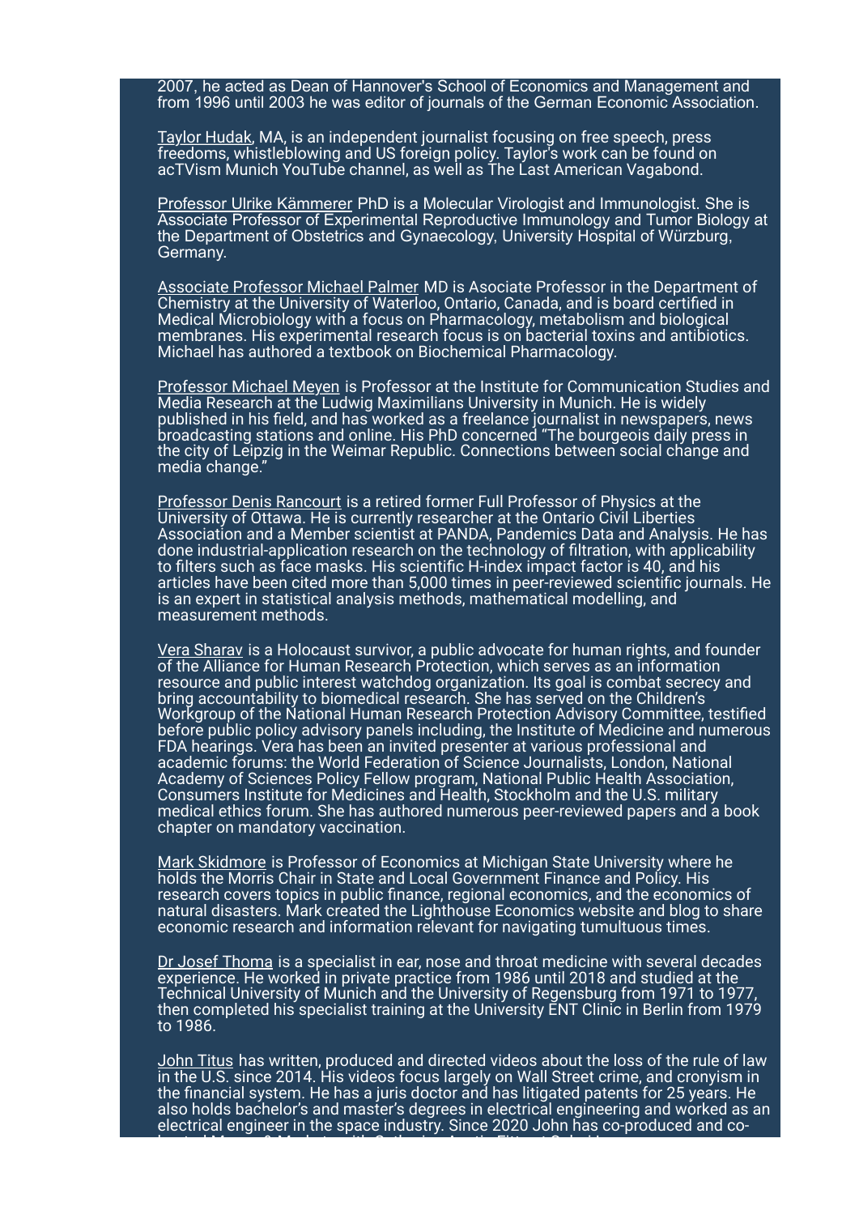2007, he acted as Dean of Hannover's School of Economics and Management and from 1996 until 2003 he was editor of journals of the German Economic Association.

Taylor Hudak, MA, is an independent journalist focusing on free speech, press freedoms, whistleblowing and US foreign policy. Taylor's work can be found on acTVism Munich YouTube channel, as well as The Last American Vagabond.

Professor Ulrike Kämmerer PhD is a Molecular Virologist and Immunologist. She is Associate Professor of Experimental Reproductive Immunology and Tumor Biology at the Department of Obstetrics and Gynaecology, University Hospital of Würzburg, Germany.

Associate Professor Michael Palmer MD is Asociate Professor in the Department of Chemistry at the University of Waterloo, Ontario, Canada, and is board certified in Medical Microbiology with a focus on Pharmacology, metabolism and biological membranes. His experimental research focus is on bacterial toxins and antibiotics. Michael has authored a textbook on Biochemical Pharmacology.

Professor Michael Meyen is Professor at the Institute for Communication Studies and Media Research at the Ludwig Maximilians University in Munich. He is widely published in his field, and has worked as a freelance journalist in newspapers, news broadcasting stations and online. His PhD concerned "The bourgeois daily press in the city of Leipzig in the Weimar Republic. Connections between social change and media change."

Professor Denis Rancourt is a retired former Full Professor of Physics at the University of Ottawa. He is currently researcher at the Ontario Civil Liberties Association and a Member scientist at PANDA, Pandemics Data and Analysis. He has done industrial-application research on the technology of filtration, with applicability to filters such as face masks. His scientific H-index impact factor is 40, and his articles have been cited more than 5,000 times in peer-reviewed scientific journals. He is an expert in statistical analysis methods, mathematical modelling, and measurement methods.

Vera Sharav is a Holocaust survivor, a public advocate for human rights, and founder of the Alliance for Human Research Protection, which serves as an information resource and public interest watchdog organization. Its goal is combat secrecy and bring accountability to biomedical research. She has served on the Children's Workgroup of the National Human Research Protection Advisory Committee, testified before public policy advisory panels including, the Institute of Medicine and numerous FDA hearings. Vera has been an invited presenter at various professional and academic forums: the World Federation of Science Journalists, London, National Academy of Sciences Policy Fellow program, National Public Health Association, Consumers Institute for Medicines and Health, Stockholm and the U.S. military medical ethics forum. She has authored numerous peer-reviewed papers and a book chapter on mandatory vaccination.

Mark Skidmore is Professor of Economics at Michigan State University where he holds the Morris Chair in State and Local Government Finance and Policy. His research covers topics in public finance, regional economics, and the economics of natural disasters. Mark created the Lighthouse Economics website and blog to share economic research and information relevant for navigating tumultuous times.

Dr Josef Thoma is a specialist in ear, nose and throat medicine with several decades experience. He worked in private practice from 1986 until 2018 and studied at the Technical University of Munich and the University of Regensburg from 1971 to 1977, then completed his specialist training at the University ENT Clinic in Berlin from 1979 to 1986.

John Titus has written, produced and directed videos about the loss of the rule of law in the U.S. since 2014. His videos focus largely on Wall Street crime, and cronyism in the financial system. He has a juris doctor and has litigated patents for 25 years. He also holds bachelor's and master's degrees in electrical engineering and worked as an electrical engineer in the space industry. Since 2020 John has co-produced and co-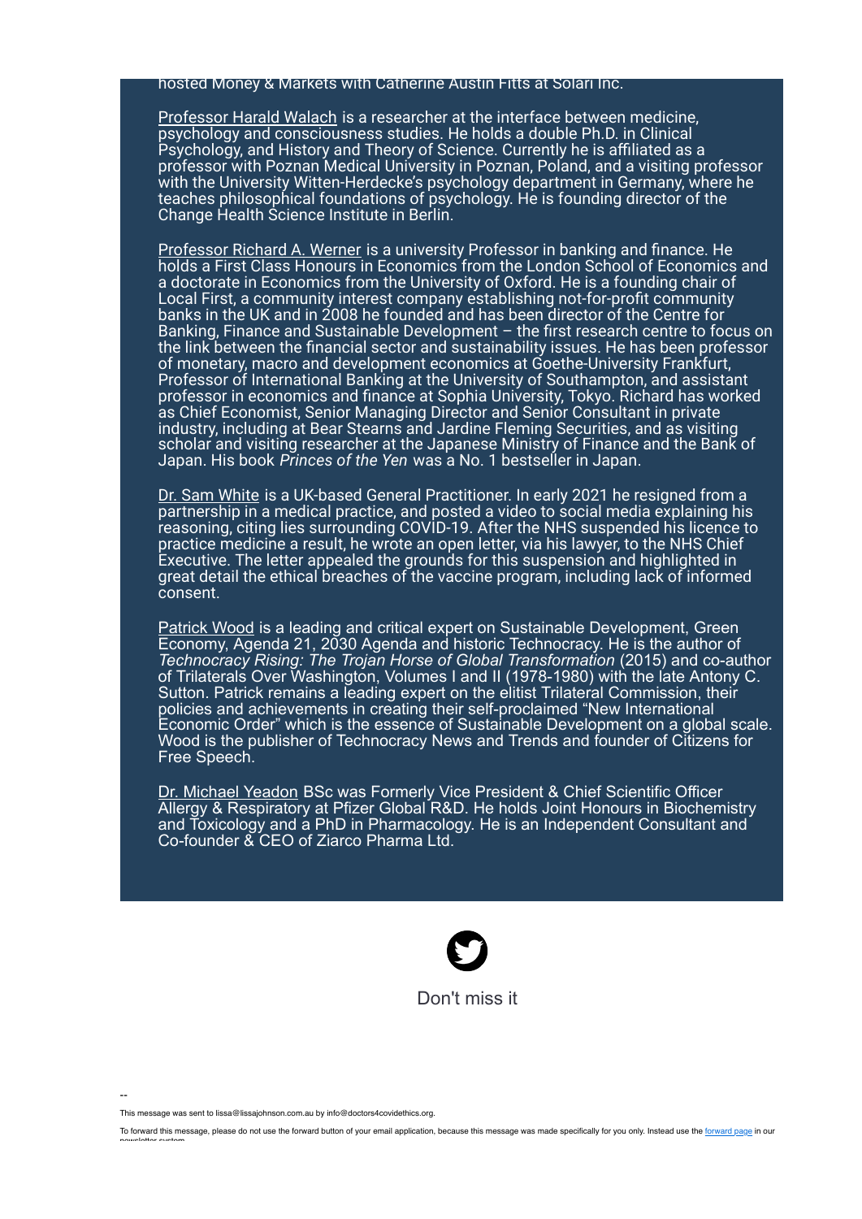hosted Money & Markets with Catherine Austin Fitts at Solari Inc.

Professor Harald Walach is a researcher at the interface between medicine, psychology and consciousness studies. He holds a double Ph.D. in Clinical Psychology, and History and Theory of Science. Currently he is affiliated as a professor with Poznan Medical University in Poznan, Poland, and a visiting professor with the University Witten-Herdecke's psychology department in Germany, where he teaches philosophical foundations of psychology. He is founding director of the Change Health Science Institute in Berlin.

Professor Richard A. Werner is a university Professor in banking and finance. He holds a First Class Honours in Economics from the London School of Economics and a doctorate in Economics from the University of Oxford. He is a founding chair of Local First, a community interest company establishing not-for-profit community banks in the UK and in 2008 he founded and has been director of the Centre for Banking, Finance and Sustainable Development – the first research centre to focus on the link between the financial sector and sustainability issues. He has been professor of monetary, macro and development economics at Goethe-University Frankfurt, Professor of International Banking at the University of Southampton, and assistant professor in economics and finance at Sophia University, Tokyo. Richard has worked as Chief Economist, Senior Managing Director and Senior Consultant in private industry, including at Bear Stearns and Jardine Fleming Securities, and as visiting scholar and visiting researcher at the Japanese Ministry of Finance and the Bank of Japan. His book *Princes of the Yen* was a No. 1 bestseller in Japan.

Dr. Sam White is a UK-based General Practitioner. In early 2021 he resigned from a partnership in a medical practice, and posted a video to social media explaining his reasoning, citing lies surrounding COVID-19. After the NHS suspended his licence to practice medicine a result, he wrote an open letter, via his lawyer, to the NHS Chief Executive. The letter appealed the grounds for this suspension and highlighted in great detail the ethical breaches of the vaccine program, including lack of informed consent.

Patrick Wood is a leading and critical expert on Sustainable Development, Green Economy, Agenda 21, 2030 Agenda and historic Technocracy. He is the author of *Technocracy Rising: The Trojan Horse of Global Transformation* (2015) and co-author of Trilaterals Over Washington, Volumes I and II (1978-1980) with the late Antony C. Sutton. Patrick remains a leading expert on the elitist Trilateral Commission, their policies and achievements in creating their self-proclaimed "New International Economic Order" which is the essence of Sustainable Development on a global scale. Wood is the publisher of Technocracy News and Trends and founder of Citizens for Free Speech.

Dr. Michael Yeadon BSc was Formerly Vice President & Chief Scientific Officer Allergy & Respiratory at Pfizer Global R&D. He holds Joint Honours in Biochemistry and Toxicology and a PhD in Pharmacology. He is an Independent Consultant and Co-founder & CEO of Ziarco Pharma Ltd.

Don't miss it

--

This message was sent to lissa@lissajohnson.com.au by info@doctors4covidethics.org.

To forward this message, please do not use the forward button of your email application, because this message was made specifically for you only. Instead use the forward page in our newsletter system.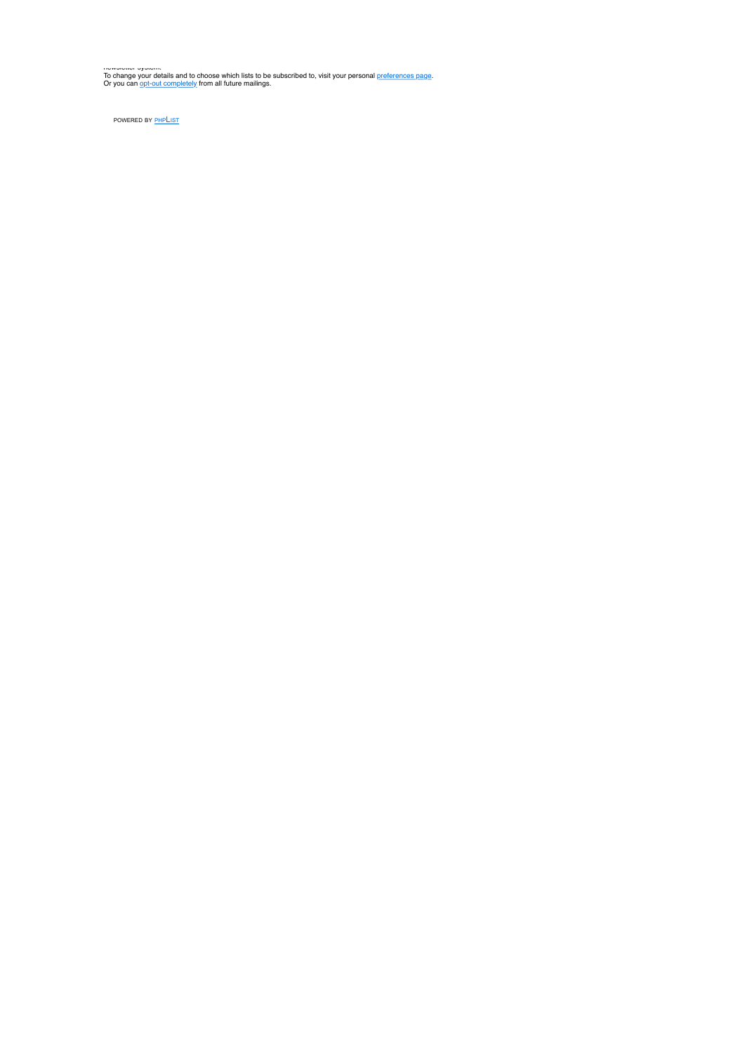newsletter system.
To change your details and to choose which lists to be subscribed to, visit your personal preferences page.
Or you can opt-out completely from all future mailings.

POWERED BY PHPLIST